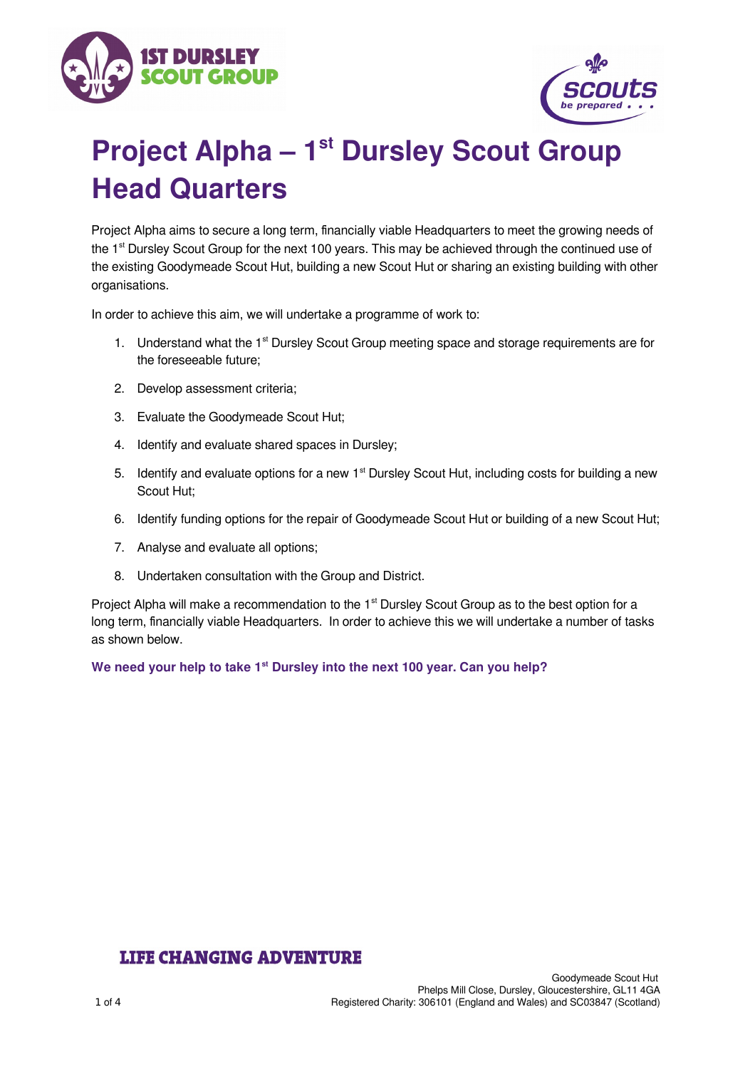# Project Alpha – 1st Dursley Scout Group Head Quarters

Project Alpha aims to secure a long term, financially viable Headquarters to meet the growing needs of the 1st Dursley Scout Group for the next 100 years. This may be achieved through the continued use of the existing Goodymeade Scout Hut, building a new Scout Hut or sharing an existing building with other organisations.

In order to achieve this aim, we will undertake a programme of work to:

1. Understand what the 1st Dursley Scout Group meeting space and storage requirements are for the foreseeable future;
2. Develop assessment criteria;
3. Evaluate the Goodymeade Scout Hut;
4. Identify and evaluate shared spaces in Dursley;
5. Identify and evaluate options for a new 1st Dursley Scout Hut, including costs for building a new Scout Hut;
6. Identify funding options for the repair of Goodymeade Scout Hut or building of a new Scout Hut;
7. Analyse and evaluate all options;
8. Undertaken consultation with the Group and District.

Project Alpha will make a recommendation to the 1st Dursley Scout Group as to the best option for a long term, financially viable Headquarters. In order to achieve this we will undertake a number of tasks as shown below.

**We need your help to take 1st Dursley into the next 100 year. Can you help?**

LIFE CHANGING ADVENTURE

Goodymeade Scout Hut
Phelps Mill Close, Dursley, Gloucestershire, GL11 4GA
Registered Charity: 306101 (England and Wales) and SC03847 (Scotland)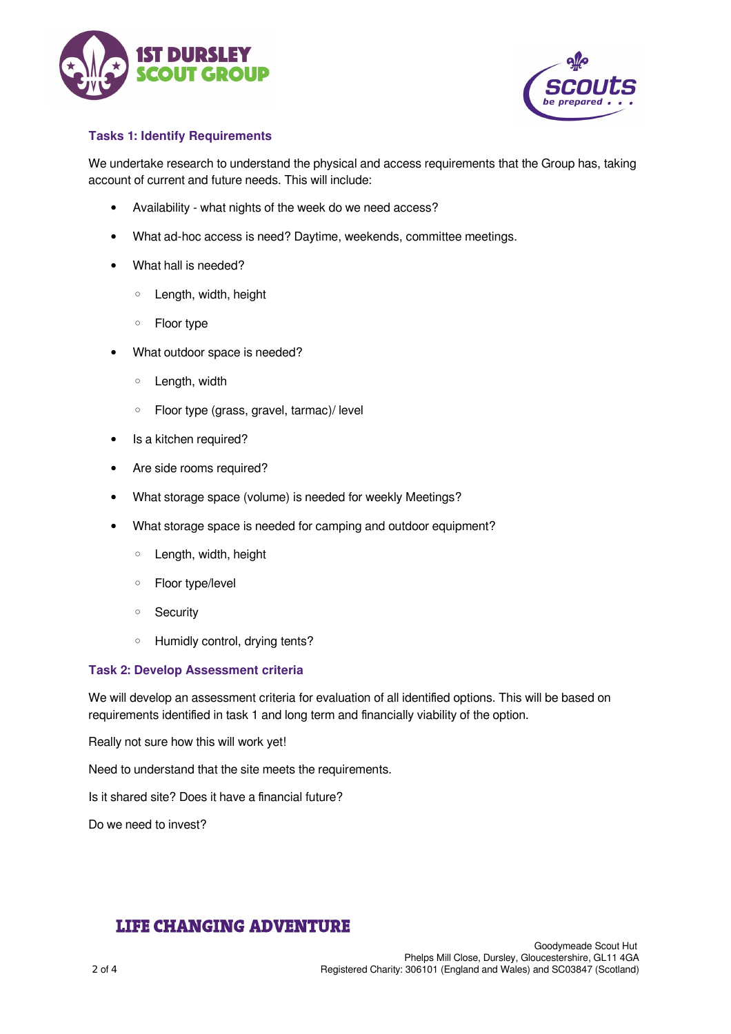## Tasks 1: Identify Requirements

We undertake research to understand the physical and access requirements that the Group has, taking account of current and future needs. This will include:

- Availability - what nights of the week do we need access?
- What ad-hoc access is need? Daytime, weekends, committee meetings.
- What hall is needed?
  - Length, width, height
  - Floor type
- What outdoor space is needed?
  - Length, width
  - Floor type (grass, gravel, tarmac)/ level
- Is a kitchen required?
- Are side rooms required?
- What storage space (volume) is needed for weekly Meetings?
- What storage space is needed for camping and outdoor equipment?
  - Length, width, height
  - Floor type/level
  - Security
  - Humidly control, drying tents?

## Task 2: Develop Assessment criteria

We will develop an assessment criteria for evaluation of all identified options. This will be based on requirements identified in task 1 and long term and financially viability of the option.

Really not sure how this will work yet!

Need to understand that the site meets the requirements.

Is it shared site? Does it have a financial future?

Do we need to invest?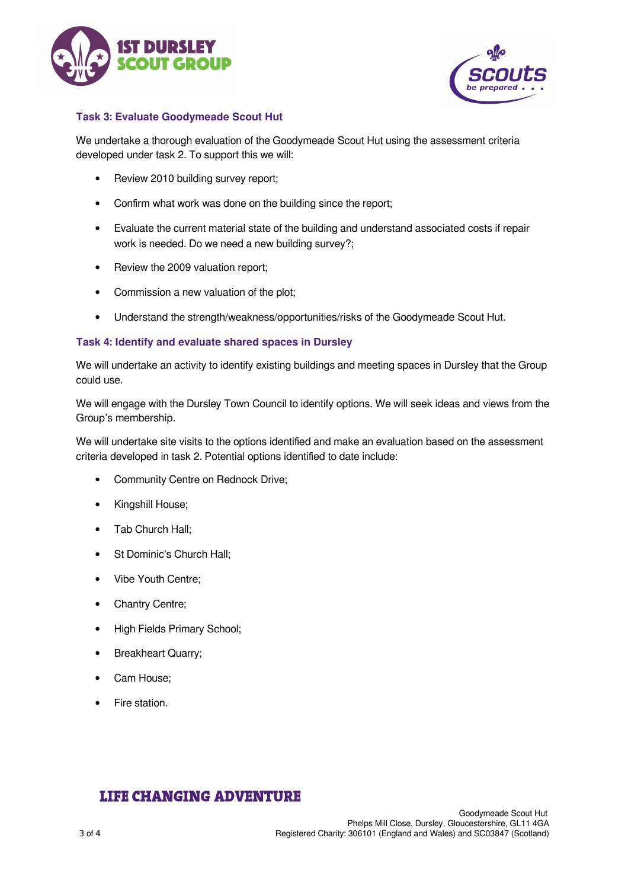### Task 3: Evaluate Goodymeade Scout Hut

We undertake a thorough evaluation of the Goodymeade Scout Hut using the assessment criteria developed under task 2. To support this we will:

- Review 2010 building survey report;
- Confirm what work was done on the building since the report;
- Evaluate the current material state of the building and understand associated costs if repair work is needed. Do we need a new building survey?;
- Review the 2009 valuation report;
- Commission a new valuation of the plot;
- Understand the strength/weakness/opportunities/risks of the Goodymeade Scout Hut.

### Task 4: Identify and evaluate shared spaces in Dursley

We will undertake an activity to identify existing buildings and meeting spaces in Dursley that the Group could use.

We will engage with the Dursley Town Council to identify options. We will seek ideas and views from the Group's membership.

We will undertake site visits to the options identified and make an evaluation based on the assessment criteria developed in task 2. Potential options identified to date include:

- Community Centre on Rednock Drive;
- Kingshill House;
- Tab Church Hall;
- St Dominic's Church Hall;
- Vibe Youth Centre;
- Chantry Centre;
- High Fields Primary School;
- Breakheart Quarry;
- Cam House;
- Fire station.

LIFE CHANGING ADVENTURE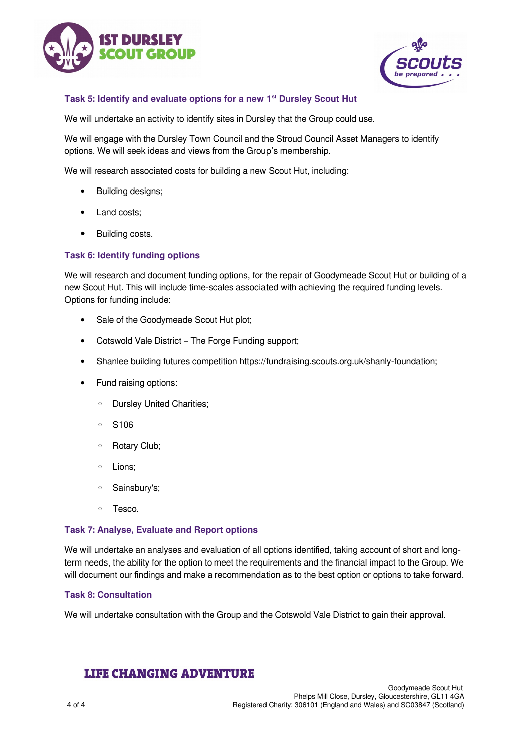### Task 5: Identify and evaluate options for a new 1st Dursley Scout Hut

We will undertake an activity to identify sites in Dursley that the Group could use.

We will engage with the Dursley Town Council and the Stroud Council Asset Managers to identify options. We will seek ideas and views from the Group's membership.

We will research associated costs for building a new Scout Hut, including:

- Building designs;
- Land costs;
- Building costs.

### Task 6: Identify funding options

We will research and document funding options, for the repair of Goodymeade Scout Hut or building of a new Scout Hut. This will include time-scales associated with achieving the required funding levels. Options for funding include:

- Sale of the Goodymeade Scout Hut plot;
- Cotswold Vale District – The Forge Funding support;
- Shanlee building futures competition https://fundraising.scouts.org.uk/shanly-foundation;
- Fund raising options:
  - Dursley United Charities;
  - S106
  - Rotary Club;
  - Lions;
  - Sainsbury's;
  - Tesco.

### Task 7: Analyse, Evaluate and Report options

We will undertake an analyses and evaluation of all options identified, taking account of short and long-term needs, the ability for the option to meet the requirements and the financial impact to the Group. We will document our findings and make a recommendation as to the best option or options to take forward.

### Task 8: Consultation

We will undertake consultation with the Group and the Cotswold Vale District to gain their approval.